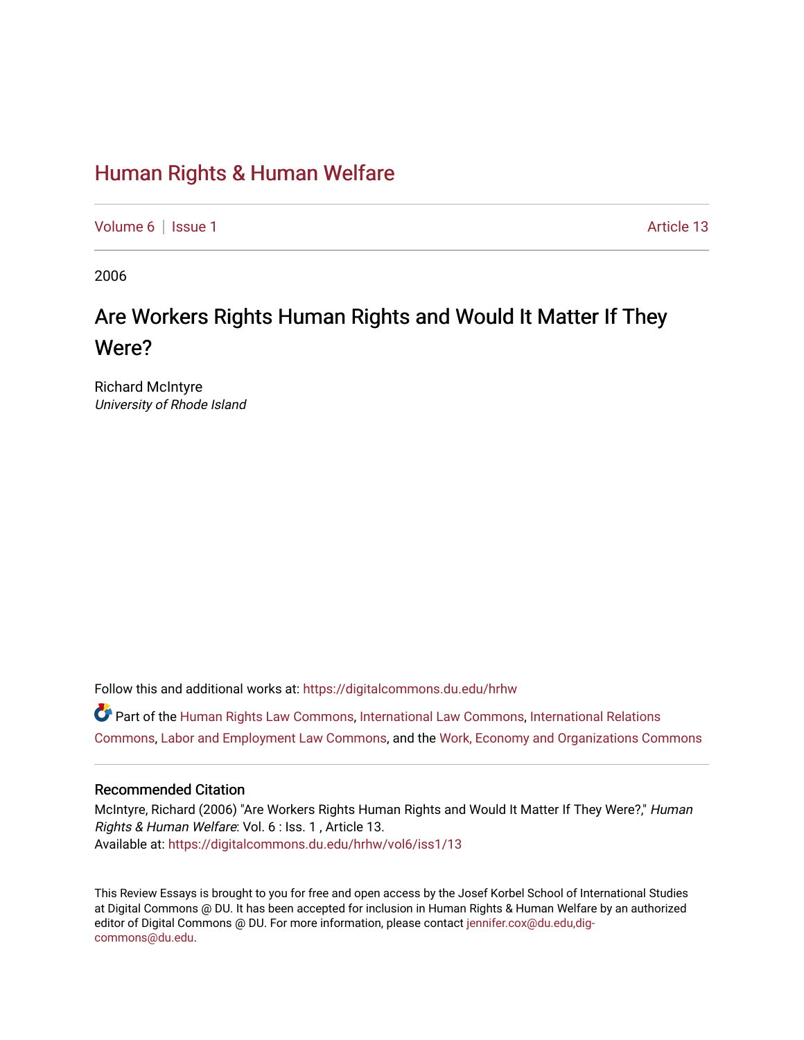# Human Rights & Human Welfare

Volume 6 | Issue 1 Article 13

2006

## Are Workers Rights Human Rights and Would It Matter If They Were?

Richard McIntyre
*University of Rhode Island*

Follow this and additional works at: https://digitalcommons.du.edu/hrhw

Part of the Human Rights Law Commons, International Law Commons, International Relations Commons, Labor and Employment Law Commons, and the Work, Economy and Organizations Commons

### Recommended Citation

McIntyre, Richard (2006) "Are Workers Rights Human Rights and Would It Matter If They Were?," *Human Rights & Human Welfare*: Vol. 6 : Iss. 1 , Article 13.
Available at: https://digitalcommons.du.edu/hrhw/vol6/iss1/13

This Review Essays is brought to you for free and open access by the Josef Korbel School of International Studies at Digital Commons @ DU. It has been accepted for inclusion in Human Rights & Human Welfare by an authorized editor of Digital Commons @ DU. For more information, please contact jennifer.cox@du.edu,dig-commons@du.edu.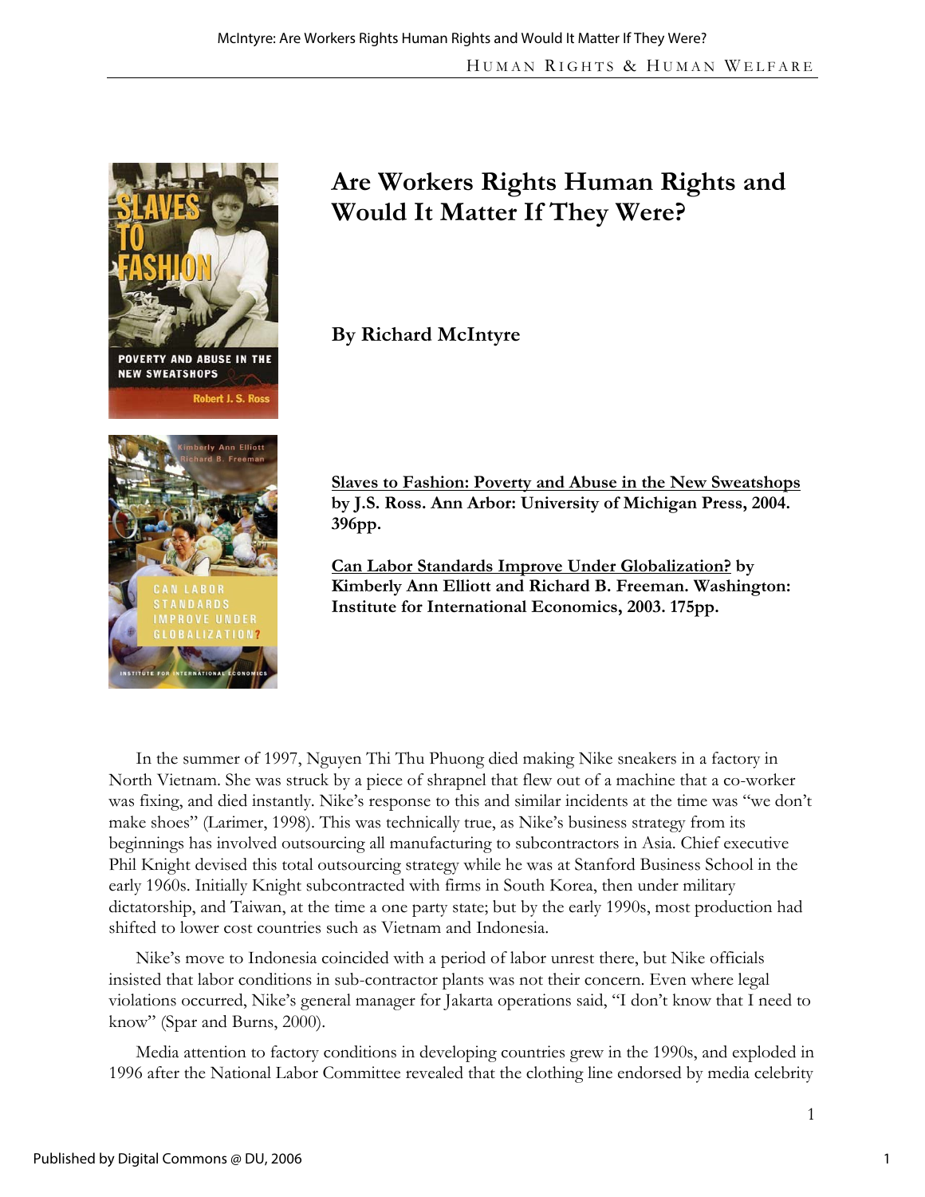# Are Workers Rights Human Rights and Would It Matter If They Were?

**By Richard McIntyre**

**Slaves to Fashion: Poverty and Abuse in the New Sweatshops by J.S. Ross. Ann Arbor: University of Michigan Press, 2004. 396pp.**

**Can Labor Standards Improve Under Globalization? by Kimberly Ann Elliott and Richard B. Freeman. Washington: Institute for International Economics, 2003. 175pp.**

In the summer of 1997, Nguyen Thi Thu Phuong died making Nike sneakers in a factory in North Vietnam. She was struck by a piece of shrapnel that flew out of a machine that a co-worker was fixing, and died instantly. Nike's response to this and similar incidents at the time was "we don't make shoes" (Larimer, 1998). This was technically true, as Nike's business strategy from its beginnings has involved outsourcing all manufacturing to subcontractors in Asia. Chief executive Phil Knight devised this total outsourcing strategy while he was at Stanford Business School in the early 1960s. Initially Knight subcontracted with firms in South Korea, then under military dictatorship, and Taiwan, at the time a one party state; but by the early 1990s, most production had shifted to lower cost countries such as Vietnam and Indonesia.

Nike's move to Indonesia coincided with a period of labor unrest there, but Nike officials insisted that labor conditions in sub-contractor plants was not their concern. Even where legal violations occurred, Nike's general manager for Jakarta operations said, "I don't know that I need to know" (Spar and Burns, 2000).

Media attention to factory conditions in developing countries grew in the 1990s, and exploded in 1996 after the National Labor Committee revealed that the clothing line endorsed by media celebrity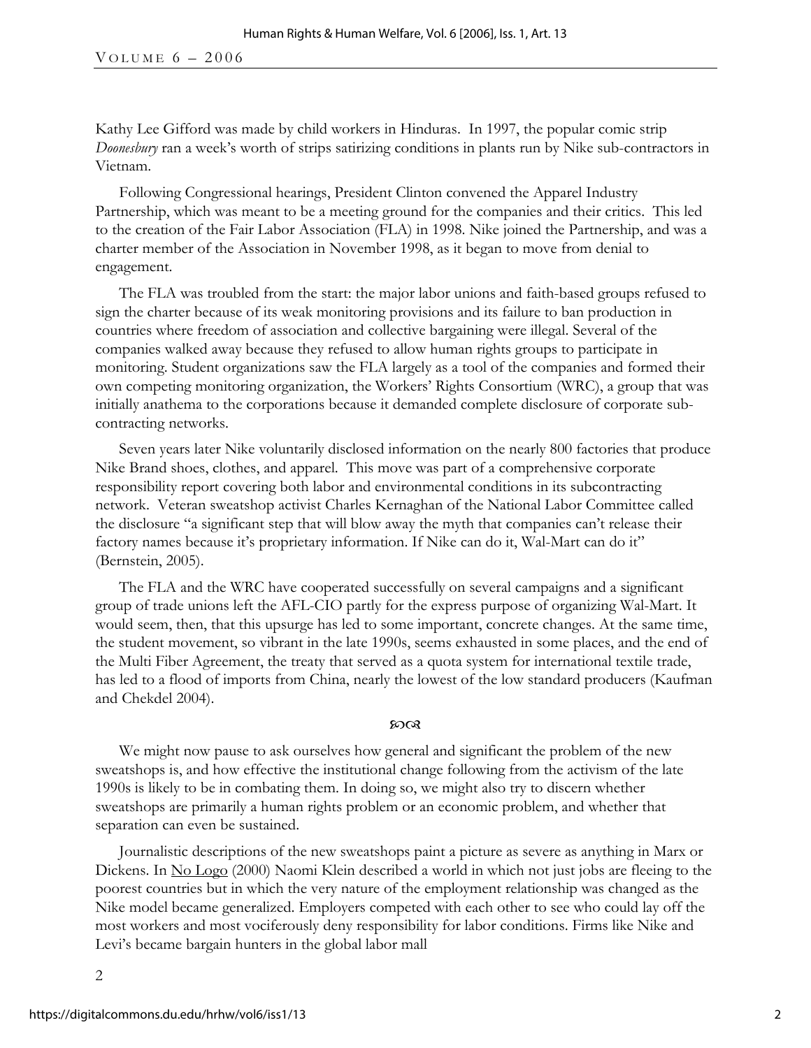Kathy Lee Gifford was made by child workers in Hinduras. In 1997, the popular comic strip *Doonesbury* ran a week's worth of strips satirizing conditions in plants run by Nike sub-contractors in Vietnam.

Following Congressional hearings, President Clinton convened the Apparel Industry Partnership, which was meant to be a meeting ground for the companies and their critics. This led to the creation of the Fair Labor Association (FLA) in 1998. Nike joined the Partnership, and was a charter member of the Association in November 1998, as it began to move from denial to engagement.

The FLA was troubled from the start: the major labor unions and faith-based groups refused to sign the charter because of its weak monitoring provisions and its failure to ban production in countries where freedom of association and collective bargaining were illegal. Several of the companies walked away because they refused to allow human rights groups to participate in monitoring. Student organizations saw the FLA largely as a tool of the companies and formed their own competing monitoring organization, the Workers' Rights Consortium (WRC), a group that was initially anathema to the corporations because it demanded complete disclosure of corporate sub-contracting networks.

Seven years later Nike voluntarily disclosed information on the nearly 800 factories that produce Nike Brand shoes, clothes, and apparel. This move was part of a comprehensive corporate responsibility report covering both labor and environmental conditions in its subcontracting network. Veteran sweatshop activist Charles Kernaghan of the National Labor Committee called the disclosure "a significant step that will blow away the myth that companies can't release their factory names because it's proprietary information. If Nike can do it, Wal-Mart can do it" (Bernstein, 2005).

The FLA and the WRC have cooperated successfully on several campaigns and a significant group of trade unions left the AFL-CIO partly for the express purpose of organizing Wal-Mart. It would seem, then, that this upsurge has led to some important, concrete changes. At the same time, the student movement, so vibrant in the late 1990s, seems exhausted in some places, and the end of the Multi Fiber Agreement, the treaty that served as a quota system for international textile trade, has led to a flood of imports from China, nearly the lowest of the low standard producers (Kaufman and Chekdel 2004).

℘℘

We might now pause to ask ourselves how general and significant the problem of the new sweatshops is, and how effective the institutional change following from the activism of the late 1990s is likely to be in combating them. In doing so, we might also try to discern whether sweatshops are primarily a human rights problem or an economic problem, and whether that separation can even be sustained.

Journalistic descriptions of the new sweatshops paint a picture as severe as anything in Marx or Dickens. In No Logo (2000) Naomi Klein described a world in which not just jobs are fleeing to the poorest countries but in which the very nature of the employment relationship was changed as the Nike model became generalized. Employers competed with each other to see who could lay off the most workers and most vociferously deny responsibility for labor conditions. Firms like Nike and Levi's became bargain hunters in the global labor mall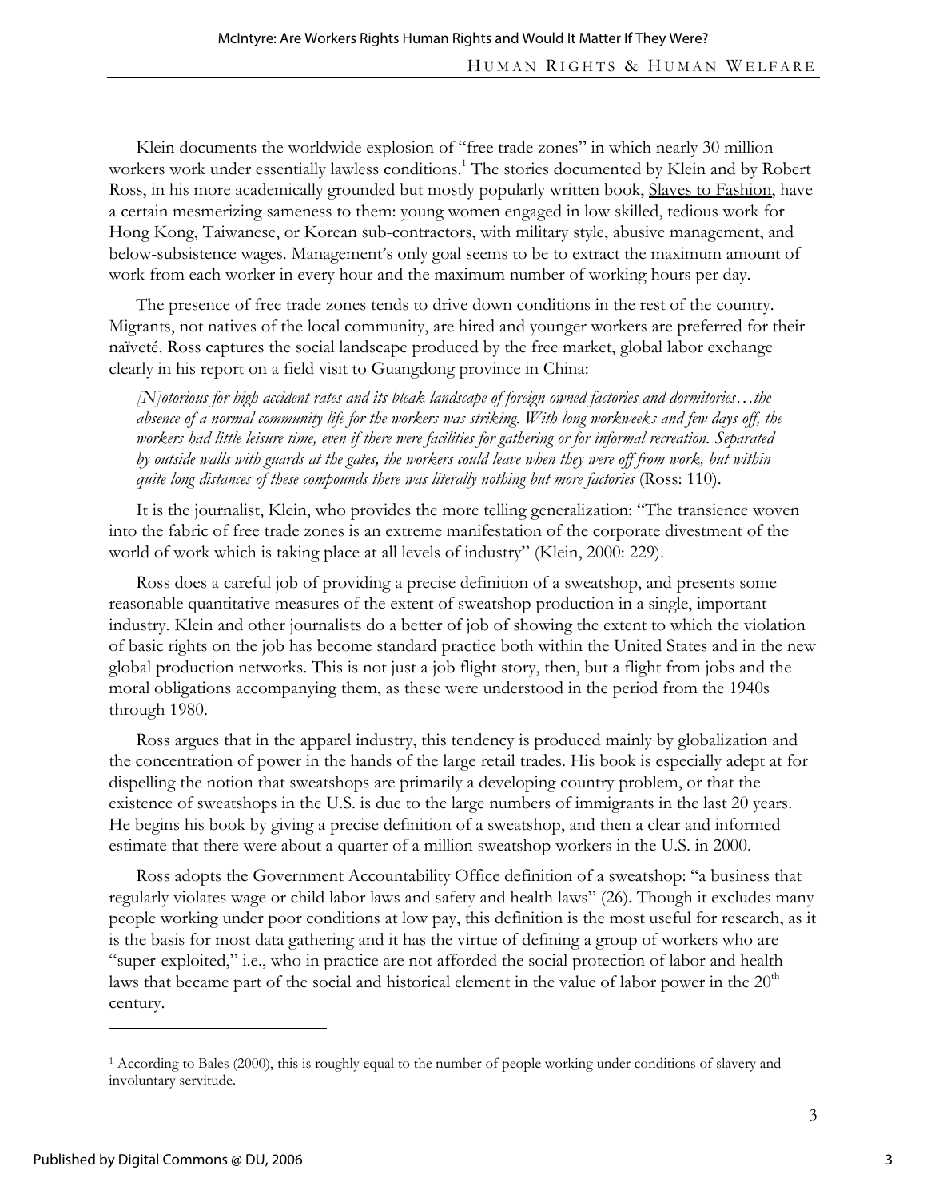Klein documents the worldwide explosion of "free trade zones" in which nearly 30 million workers work under essentially lawless conditions.[1] The stories documented by Klein and by Robert Ross, in his more academically grounded but mostly popularly written book, Slaves to Fashion, have a certain mesmerizing sameness to them: young women engaged in low skilled, tedious work for Hong Kong, Taiwanese, or Korean sub-contractors, with military style, abusive management, and below-subsistence wages. Management's only goal seems to be to extract the maximum amount of work from each worker in every hour and the maximum number of working hours per day.

The presence of free trade zones tends to drive down conditions in the rest of the country. Migrants, not natives of the local community, are hired and younger workers are preferred for their naïveté. Ross captures the social landscape produced by the free market, global labor exchange clearly in his report on a field visit to Guangdong province in China:

> *[N]otorious for high accident rates and its bleak landscape of foreign owned factories and dormitories…the absence of a normal community life for the workers was striking. With long workweeks and few days off, the workers had little leisure time, even if there were facilities for gathering or for informal recreation. Separated by outside walls with guards at the gates, the workers could leave when they were off from work, but within quite long distances of these compounds there was literally nothing but more factories* (Ross: 110).

It is the journalist, Klein, who provides the more telling generalization: "The transience woven into the fabric of free trade zones is an extreme manifestation of the corporate divestment of the world of work which is taking place at all levels of industry" (Klein, 2000: 229).

Ross does a careful job of providing a precise definition of a sweatshop, and presents some reasonable quantitative measures of the extent of sweatshop production in a single, important industry. Klein and other journalists do a better of job of showing the extent to which the violation of basic rights on the job has become standard practice both within the United States and in the new global production networks. This is not just a job flight story, then, but a flight from jobs and the moral obligations accompanying them, as these were understood in the period from the 1940s through 1980.

Ross argues that in the apparel industry, this tendency is produced mainly by globalization and the concentration of power in the hands of the large retail trades. His book is especially adept at for dispelling the notion that sweatshops are primarily a developing country problem, or that the existence of sweatshops in the U.S. is due to the large numbers of immigrants in the last 20 years. He begins his book by giving a precise definition of a sweatshop, and then a clear and informed estimate that there were about a quarter of a million sweatshop workers in the U.S. in 2000.

Ross adopts the Government Accountability Office definition of a sweatshop: "a business that regularly violates wage or child labor laws and safety and health laws" (26). Though it excludes many people working under poor conditions at low pay, this definition is the most useful for research, as it is the basis for most data gathering and it has the virtue of defining a group of workers who are "super-exploited," i.e., who in practice are not afforded the social protection of labor and health laws that became part of the social and historical element in the value of labor power in the 20th century.

---

[1] According to Bales (2000), this is roughly equal to the number of people working under conditions of slavery and involuntary servitude.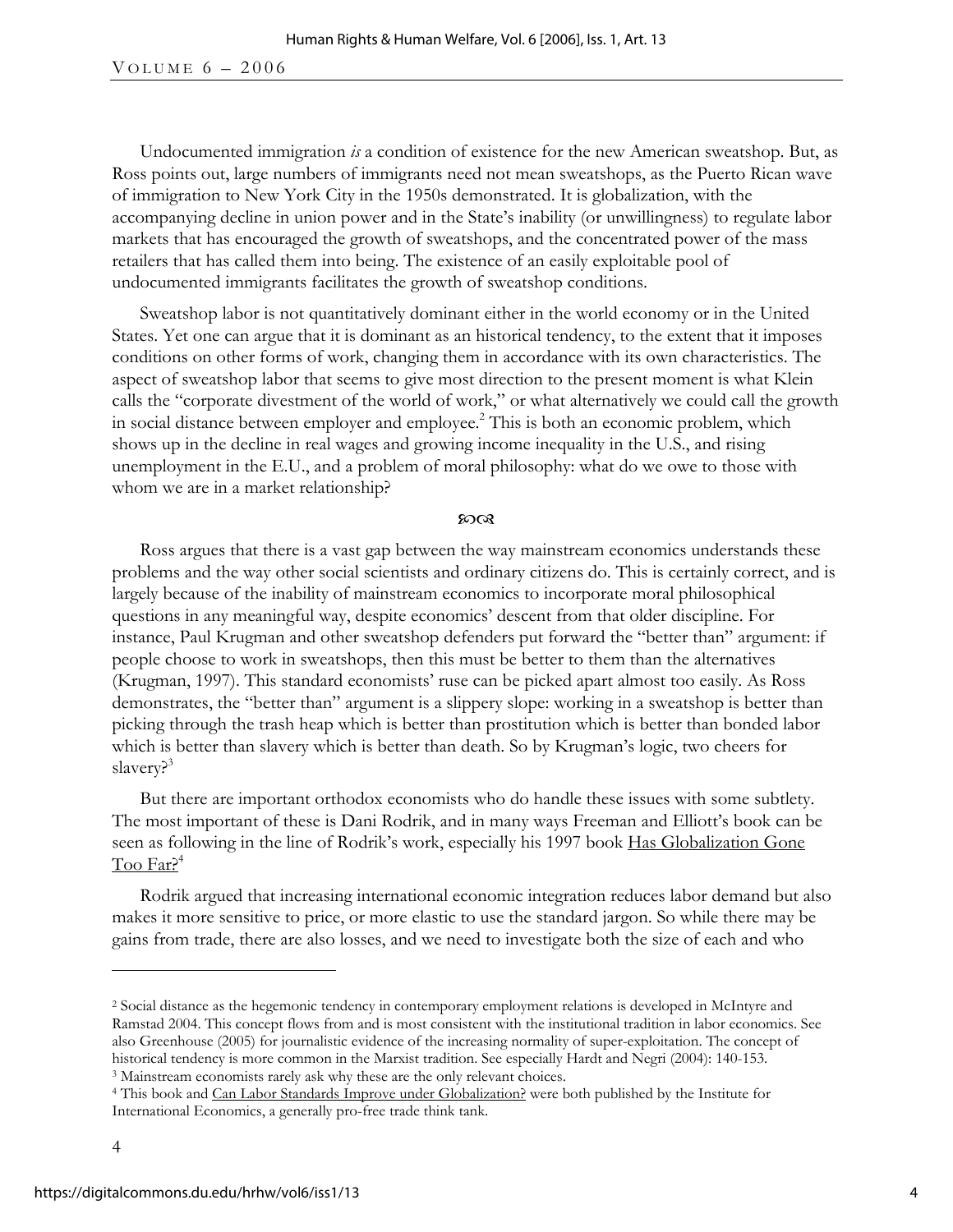Undocumented immigration *is* a condition of existence for the new American sweatshop. But, as Ross points out, large numbers of immigrants need not mean sweatshops, as the Puerto Rican wave of immigration to New York City in the 1950s demonstrated. It is globalization, with the accompanying decline in union power and in the State's inability (or unwillingness) to regulate labor markets that has encouraged the growth of sweatshops, and the concentrated power of the mass retailers that has called them into being. The existence of an easily exploitable pool of undocumented immigrants facilitates the growth of sweatshop conditions.

Sweatshop labor is not quantitatively dominant either in the world economy or in the United States. Yet one can argue that it is dominant as an historical tendency, to the extent that it imposes conditions on other forms of work, changing them in accordance with its own characteristics. The aspect of sweatshop labor that seems to give most direction to the present moment is what Klein calls the "corporate divestment of the world of work," or what alternatively we could call the growth in social distance between employer and employee.[2] This is both an economic problem, which shows up in the decline in real wages and growing income inequality in the U.S., and rising unemployment in the E.U., and a problem of moral philosophy: what do we owe to those with whom we are in a market relationship?

ꟿ

Ross argues that there is a vast gap between the way mainstream economics understands these problems and the way other social scientists and ordinary citizens do. This is certainly correct, and is largely because of the inability of mainstream economics to incorporate moral philosophical questions in any meaningful way, despite economics' descent from that older discipline. For instance, Paul Krugman and other sweatshop defenders put forward the "better than" argument: if people choose to work in sweatshops, then this must be better to them than the alternatives (Krugman, 1997). This standard economists' ruse can be picked apart almost too easily. As Ross demonstrates, the "better than" argument is a slippery slope: working in a sweatshop is better than picking through the trash heap which is better than prostitution which is better than bonded labor which is better than slavery which is better than death. So by Krugman's logic, two cheers for slavery?[3]

But there are important orthodox economists who do handle these issues with some subtlety. The most important of these is Dani Rodrik, and in many ways Freeman and Elliott's book can be seen as following in the line of Rodrik's work, especially his 1997 book Has Globalization Gone Too Far?[4]

Rodrik argued that increasing international economic integration reduces labor demand but also makes it more sensitive to price, or more elastic to use the standard jargon. So while there may be gains from trade, there are also losses, and we need to investigate both the size of each and who

---

[2] Social distance as the hegemonic tendency in contemporary employment relations is developed in McIntyre and Ramstad 2004. This concept flows from and is most consistent with the institutional tradition in labor economics. See also Greenhouse (2005) for journalistic evidence of the increasing normality of super-exploitation. The concept of historical tendency is more common in the Marxist tradition. See especially Hardt and Negri (2004): 140-153.

[3] Mainstream economists rarely ask why these are the only relevant choices.

[4] This book and Can Labor Standards Improve under Globalization? were both published by the Institute for International Economics, a generally pro-free trade think tank.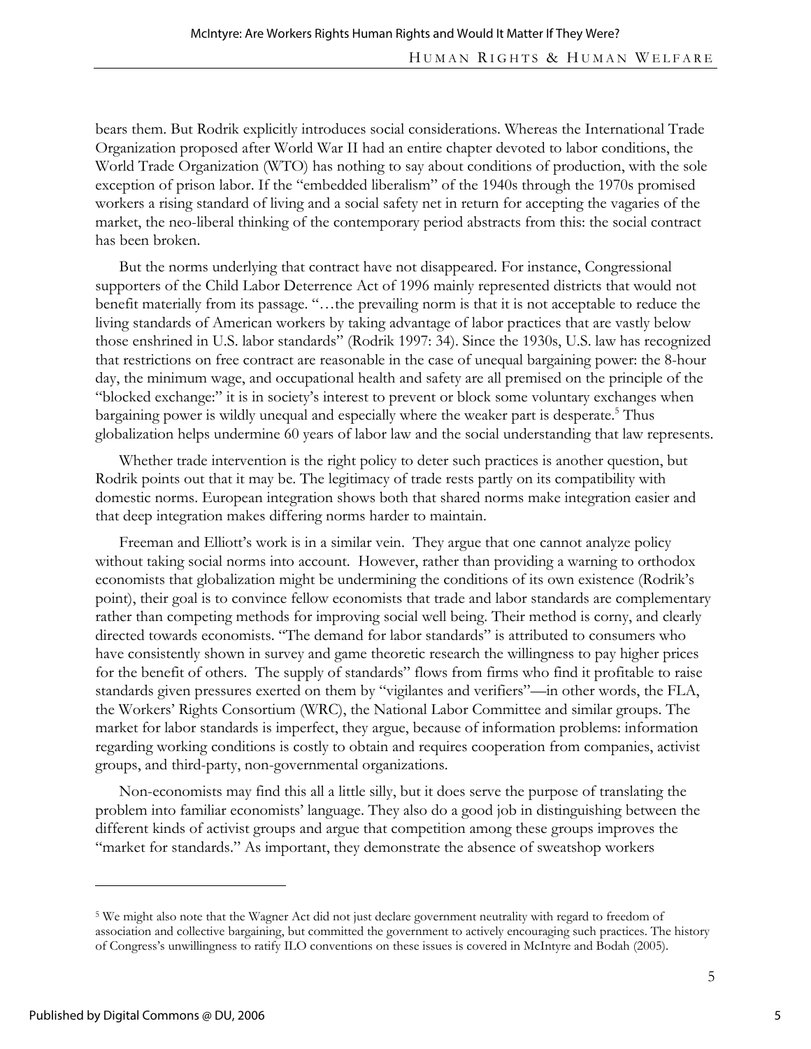bears them. But Rodrik explicitly introduces social considerations. Whereas the International Trade Organization proposed after World War II had an entire chapter devoted to labor conditions, the World Trade Organization (WTO) has nothing to say about conditions of production, with the sole exception of prison labor. If the "embedded liberalism" of the 1940s through the 1970s promised workers a rising standard of living and a social safety net in return for accepting the vagaries of the market, the neo-liberal thinking of the contemporary period abstracts from this: the social contract has been broken.

But the norms underlying that contract have not disappeared. For instance, Congressional supporters of the Child Labor Deterrence Act of 1996 mainly represented districts that would not benefit materially from its passage. "…the prevailing norm is that it is not acceptable to reduce the living standards of American workers by taking advantage of labor practices that are vastly below those enshrined in U.S. labor standards" (Rodrik 1997: 34). Since the 1930s, U.S. law has recognized that restrictions on free contract are reasonable in the case of unequal bargaining power: the 8-hour day, the minimum wage, and occupational health and safety are all premised on the principle of the "blocked exchange:" it is in society's interest to prevent or block some voluntary exchanges when bargaining power is wildly unequal and especially where the weaker part is desperate.[5] Thus globalization helps undermine 60 years of labor law and the social understanding that law represents.

Whether trade intervention is the right policy to deter such practices is another question, but Rodrik points out that it may be. The legitimacy of trade rests partly on its compatibility with domestic norms. European integration shows both that shared norms make integration easier and that deep integration makes differing norms harder to maintain.

Freeman and Elliott's work is in a similar vein. They argue that one cannot analyze policy without taking social norms into account. However, rather than providing a warning to orthodox economists that globalization might be undermining the conditions of its own existence (Rodrik's point), their goal is to convince fellow economists that trade and labor standards are complementary rather than competing methods for improving social well being. Their method is corny, and clearly directed towards economists. "The demand for labor standards" is attributed to consumers who have consistently shown in survey and game theoretic research the willingness to pay higher prices for the benefit of others. The supply of standards" flows from firms who find it profitable to raise standards given pressures exerted on them by "vigilantes and verifiers"—in other words, the FLA, the Workers' Rights Consortium (WRC), the National Labor Committee and similar groups. The market for labor standards is imperfect, they argue, because of information problems: information regarding working conditions is costly to obtain and requires cooperation from companies, activist groups, and third-party, non-governmental organizations.

Non-economists may find this all a little silly, but it does serve the purpose of translating the problem into familiar economists' language. They also do a good job in distinguishing between the different kinds of activist groups and argue that competition among these groups improves the "market for standards." As important, they demonstrate the absence of sweatshop workers

---

[5] We might also note that the Wagner Act did not just declare government neutrality with regard to freedom of association and collective bargaining, but committed the government to actively encouraging such practices. The history of Congress's unwillingness to ratify ILO conventions on these issues is covered in McIntyre and Bodah (2005).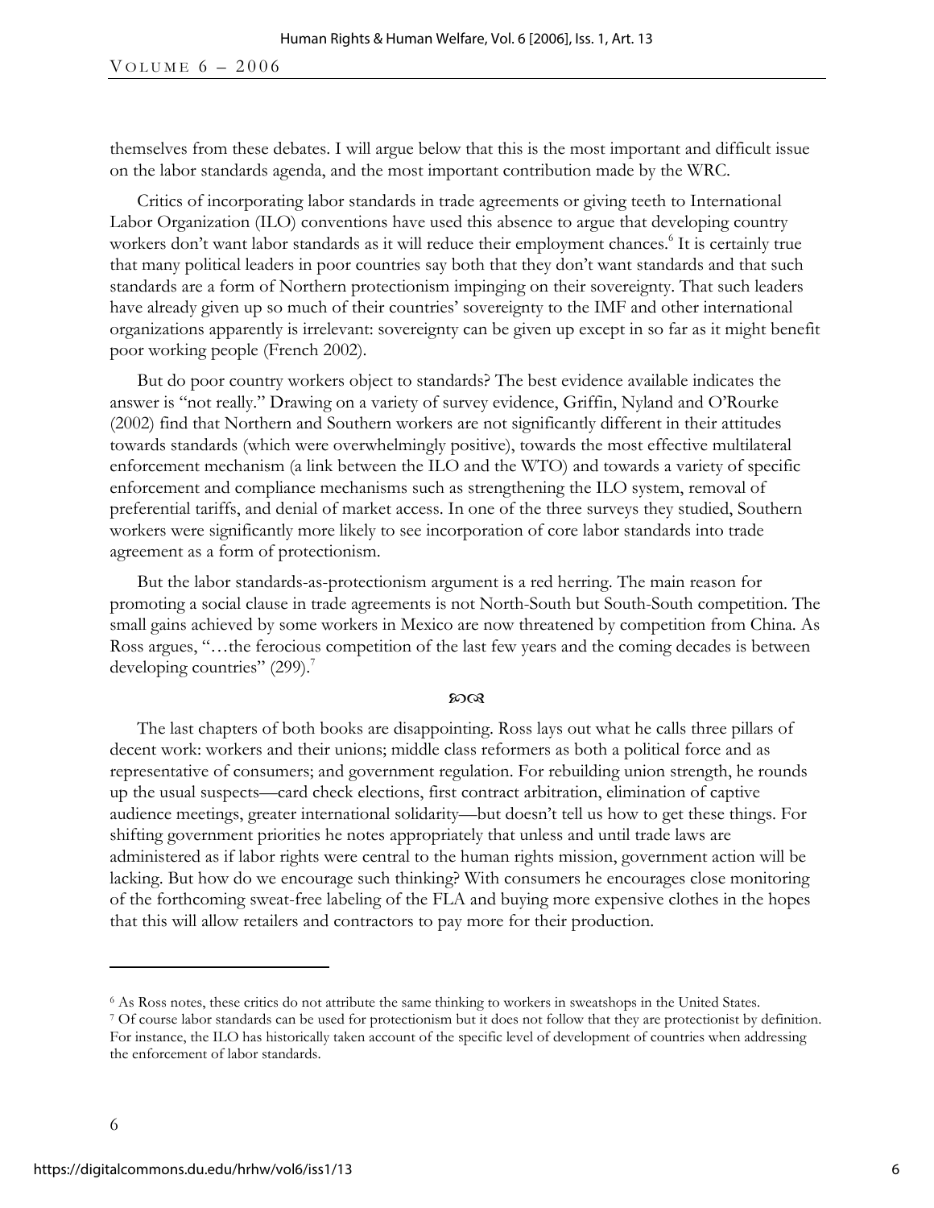themselves from these debates. I will argue below that this is the most important and difficult issue on the labor standards agenda, and the most important contribution made by the WRC.

Critics of incorporating labor standards in trade agreements or giving teeth to International Labor Organization (ILO) conventions have used this absence to argue that developing country workers don't want labor standards as it will reduce their employment chances.[6] It is certainly true that many political leaders in poor countries say both that they don't want standards and that such standards are a form of Northern protectionism impinging on their sovereignty. That such leaders have already given up so much of their countries' sovereignty to the IMF and other international organizations apparently is irrelevant: sovereignty can be given up except in so far as it might benefit poor working people (French 2002).

But do poor country workers object to standards? The best evidence available indicates the answer is "not really." Drawing on a variety of survey evidence, Griffin, Nyland and O'Rourke (2002) find that Northern and Southern workers are not significantly different in their attitudes towards standards (which were overwhelmingly positive), towards the most effective multilateral enforcement mechanism (a link between the ILO and the WTO) and towards a variety of specific enforcement and compliance mechanisms such as strengthening the ILO system, removal of preferential tariffs, and denial of market access. In one of the three surveys they studied, Southern workers were significantly more likely to see incorporation of core labor standards into trade agreement as a form of protectionism.

But the labor standards-as-protectionism argument is a red herring. The main reason for promoting a social clause in trade agreements is not North-South but South-South competition. The small gains achieved by some workers in Mexico are now threatened by competition from China. As Ross argues, "…the ferocious competition of the last few years and the coming decades is between developing countries" (299).[7]

ꟿ

The last chapters of both books are disappointing. Ross lays out what he calls three pillars of decent work: workers and their unions; middle class reformers as both a political force and as representative of consumers; and government regulation. For rebuilding union strength, he rounds up the usual suspects—card check elections, first contract arbitration, elimination of captive audience meetings, greater international solidarity—but doesn't tell us how to get these things. For shifting government priorities he notes appropriately that unless and until trade laws are administered as if labor rights were central to the human rights mission, government action will be lacking. But how do we encourage such thinking? With consumers he encourages close monitoring of the forthcoming sweat-free labeling of the FLA and buying more expensive clothes in the hopes that this will allow retailers and contractors to pay more for their production.

---

[6] As Ross notes, these critics do not attribute the same thinking to workers in sweatshops in the United States.

[7] Of course labor standards can be used for protectionism but it does not follow that they are protectionist by definition. For instance, the ILO has historically taken account of the specific level of development of countries when addressing the enforcement of labor standards.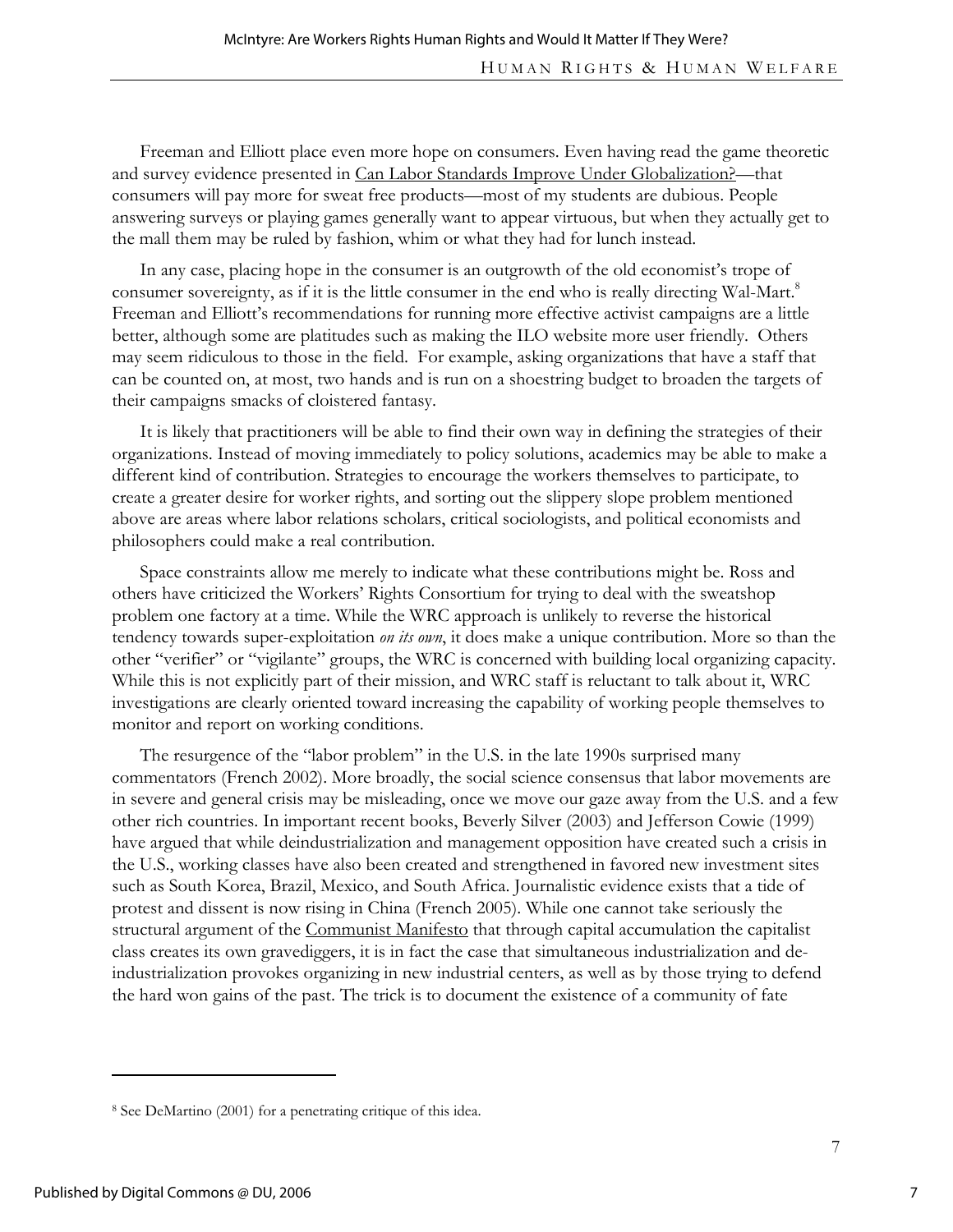Freeman and Elliott place even more hope on consumers. Even having read the game theoretic and survey evidence presented in Can Labor Standards Improve Under Globalization?—that consumers will pay more for sweat free products—most of my students are dubious. People answering surveys or playing games generally want to appear virtuous, but when they actually get to the mall them may be ruled by fashion, whim or what they had for lunch instead.

In any case, placing hope in the consumer is an outgrowth of the old economist's trope of consumer sovereignty, as if it is the little consumer in the end who is really directing Wal-Mart.[8] Freeman and Elliott's recommendations for running more effective activist campaigns are a little better, although some are platitudes such as making the ILO website more user friendly. Others may seem ridiculous to those in the field. For example, asking organizations that have a staff that can be counted on, at most, two hands and is run on a shoestring budget to broaden the targets of their campaigns smacks of cloistered fantasy.

It is likely that practitioners will be able to find their own way in defining the strategies of their organizations. Instead of moving immediately to policy solutions, academics may be able to make a different kind of contribution. Strategies to encourage the workers themselves to participate, to create a greater desire for worker rights, and sorting out the slippery slope problem mentioned above are areas where labor relations scholars, critical sociologists, and political economists and philosophers could make a real contribution.

Space constraints allow me merely to indicate what these contributions might be. Ross and others have criticized the Workers' Rights Consortium for trying to deal with the sweatshop problem one factory at a time. While the WRC approach is unlikely to reverse the historical tendency towards super-exploitation *on its own*, it does make a unique contribution. More so than the other "verifier" or "vigilante" groups, the WRC is concerned with building local organizing capacity. While this is not explicitly part of their mission, and WRC staff is reluctant to talk about it, WRC investigations are clearly oriented toward increasing the capability of working people themselves to monitor and report on working conditions.

The resurgence of the "labor problem" in the U.S. in the late 1990s surprised many commentators (French 2002). More broadly, the social science consensus that labor movements are in severe and general crisis may be misleading, once we move our gaze away from the U.S. and a few other rich countries. In important recent books, Beverly Silver (2003) and Jefferson Cowie (1999) have argued that while deindustrialization and management opposition have created such a crisis in the U.S., working classes have also been created and strengthened in favored new investment sites such as South Korea, Brazil, Mexico, and South Africa. Journalistic evidence exists that a tide of protest and dissent is now rising in China (French 2005). While one cannot take seriously the structural argument of the Communist Manifesto that through capital accumulation the capitalist class creates its own gravediggers, it is in fact the case that simultaneous industrialization and de-industrialization provokes organizing in new industrial centers, as well as by those trying to defend the hard won gains of the past. The trick is to document the existence of a community of fate

---

[8] See DeMartino (2001) for a penetrating critique of this idea.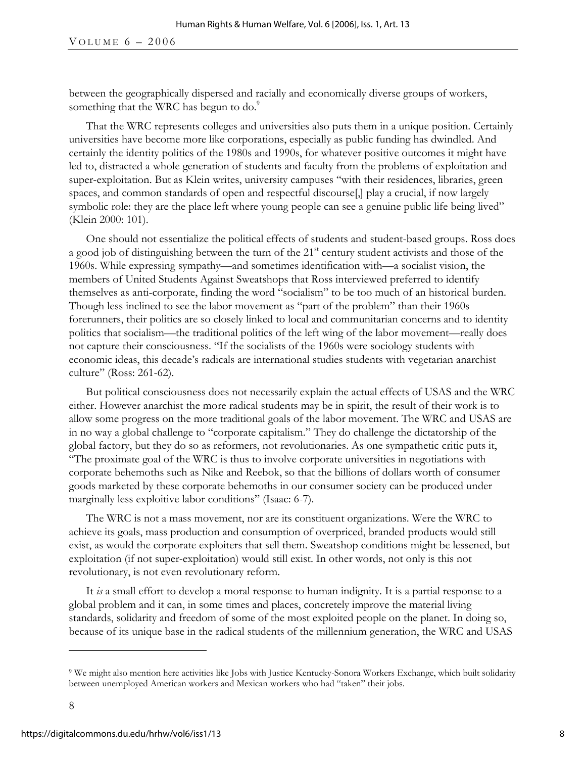between the geographically dispersed and racially and economically diverse groups of workers, something that the WRC has begun to do.[9]

That the WRC represents colleges and universities also puts them in a unique position. Certainly universities have become more like corporations, especially as public funding has dwindled. And certainly the identity politics of the 1980s and 1990s, for whatever positive outcomes it might have led to, distracted a whole generation of students and faculty from the problems of exploitation and super-exploitation. But as Klein writes, university campuses "with their residences, libraries, green spaces, and common standards of open and respectful discourse[,] play a crucial, if now largely symbolic role: they are the place left where young people can see a genuine public life being lived" (Klein 2000: 101).

One should not essentialize the political effects of students and student-based groups. Ross does a good job of distinguishing between the turn of the 21st century student activists and those of the 1960s. While expressing sympathy—and sometimes identification with—a socialist vision, the members of United Students Against Sweatshops that Ross interviewed preferred to identify themselves as anti-corporate, finding the word "socialism" to be too much of an historical burden. Though less inclined to see the labor movement as "part of the problem" than their 1960s forerunners, their politics are so closely linked to local and communitarian concerns and to identity politics that socialism—the traditional politics of the left wing of the labor movement—really does not capture their consciousness. "If the socialists of the 1960s were sociology students with economic ideas, this decade's radicals are international studies students with vegetarian anarchist culture" (Ross: 261-62).

But political consciousness does not necessarily explain the actual effects of USAS and the WRC either. However anarchist the more radical students may be in spirit, the result of their work is to allow some progress on the more traditional goals of the labor movement. The WRC and USAS are in no way a global challenge to "corporate capitalism." They do challenge the dictatorship of the global factory, but they do so as reformers, not revolutionaries. As one sympathetic critic puts it, "The proximate goal of the WRC is thus to involve corporate universities in negotiations with corporate behemoths such as Nike and Reebok, so that the billions of dollars worth of consumer goods marketed by these corporate behemoths in our consumer society can be produced under marginally less exploitive labor conditions" (Isaac: 6-7).

The WRC is not a mass movement, nor are its constituent organizations. Were the WRC to achieve its goals, mass production and consumption of overpriced, branded products would still exist, as would the corporate exploiters that sell them. Sweatshop conditions might be lessened, but exploitation (if not super-exploitation) would still exist. In other words, not only is this not revolutionary, is not even revolutionary reform.

It *is* a small effort to develop a moral response to human indignity. It is a partial response to a global problem and it can, in some times and places, concretely improve the material living standards, solidarity and freedom of some of the most exploited people on the planet. In doing so, because of its unique base in the radical students of the millennium generation, the WRC and USAS

---

[9] We might also mention here activities like Jobs with Justice Kentucky-Sonora Workers Exchange, which built solidarity between unemployed American workers and Mexican workers who had "taken" their jobs.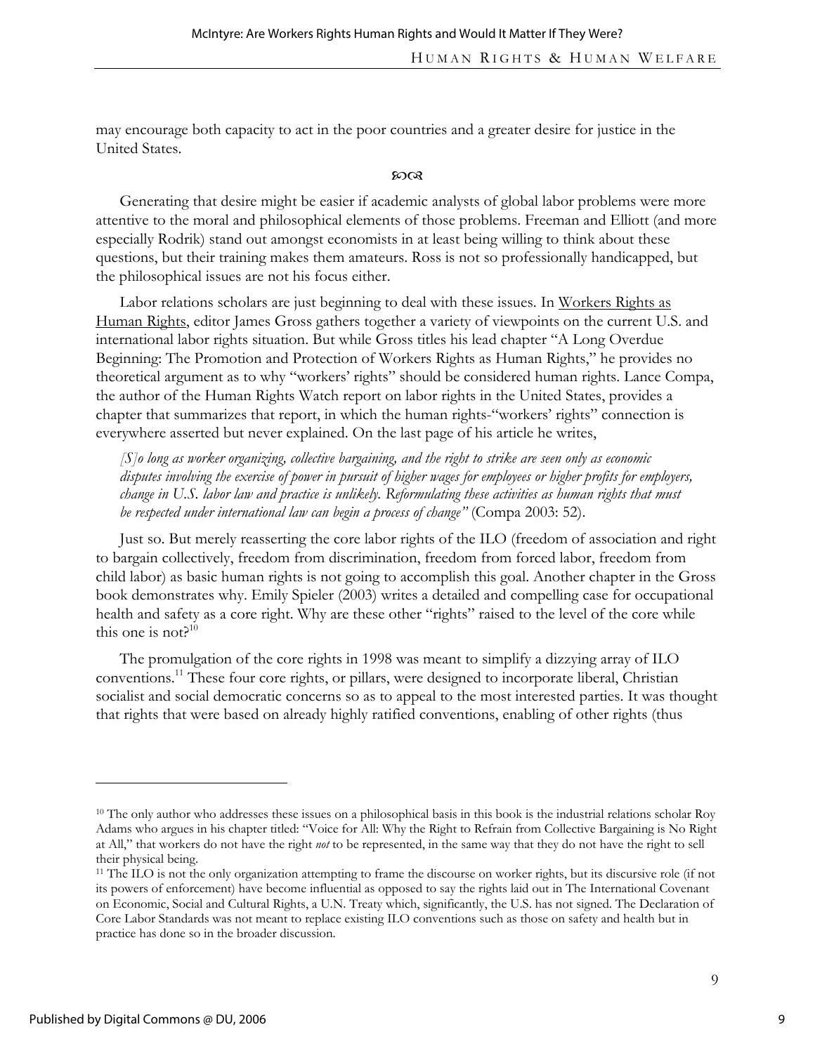may encourage both capacity to act in the poor countries and a greater desire for justice in the United States.

℘☙

Generating that desire might be easier if academic analysts of global labor problems were more attentive to the moral and philosophical elements of those problems. Freeman and Elliott (and more especially Rodrik) stand out amongst economists in at least being willing to think about these questions, but their training makes them amateurs. Ross is not so professionally handicapped, but the philosophical issues are not his focus either.

Labor relations scholars are just beginning to deal with these issues. In Workers Rights as Human Rights, editor James Gross gathers together a variety of viewpoints on the current U.S. and international labor rights situation. But while Gross titles his lead chapter "A Long Overdue Beginning: The Promotion and Protection of Workers Rights as Human Rights," he provides no theoretical argument as to why "workers' rights" should be considered human rights. Lance Compa, the author of the Human Rights Watch report on labor rights in the United States, provides a chapter that summarizes that report, in which the human rights-"workers' rights" connection is everywhere asserted but never explained. On the last page of his article he writes,

> *[S]o long as worker organizing, collective bargaining, and the right to strike are seen only as economic disputes involving the exercise of power in pursuit of higher wages for employees or higher profits for employers, change in U.S. labor law and practice is unlikely. Reformulating these activities as human rights that must be respected under international law can begin a process of change"* (Compa 2003: 52).

Just so. But merely reasserting the core labor rights of the ILO (freedom of association and right to bargain collectively, freedom from discrimination, freedom from forced labor, freedom from child labor) as basic human rights is not going to accomplish this goal. Another chapter in the Gross book demonstrates why. Emily Spieler (2003) writes a detailed and compelling case for occupational health and safety as a core right. Why are these other "rights" raised to the level of the core while this one is not?[10]

The promulgation of the core rights in 1998 was meant to simplify a dizzying array of ILO conventions.[11] These four core rights, or pillars, were designed to incorporate liberal, Christian socialist and social democratic concerns so as to appeal to the most interested parties. It was thought that rights that were based on already highly ratified conventions, enabling of other rights (thus

---

[10] The only author who addresses these issues on a philosophical basis in this book is the industrial relations scholar Roy Adams who argues in his chapter titled: "Voice for All: Why the Right to Refrain from Collective Bargaining is No Right at All," that workers do not have the right *not* to be represented, in the same way that they do not have the right to sell their physical being.

[11] The ILO is not the only organization attempting to frame the discourse on worker rights, but its discursive role (if not its powers of enforcement) have become influential as opposed to say the rights laid out in The International Covenant on Economic, Social and Cultural Rights, a U.N. Treaty which, significantly, the U.S. has not signed. The Declaration of Core Labor Standards was not meant to replace existing ILO conventions such as those on safety and health but in practice has done so in the broader discussion.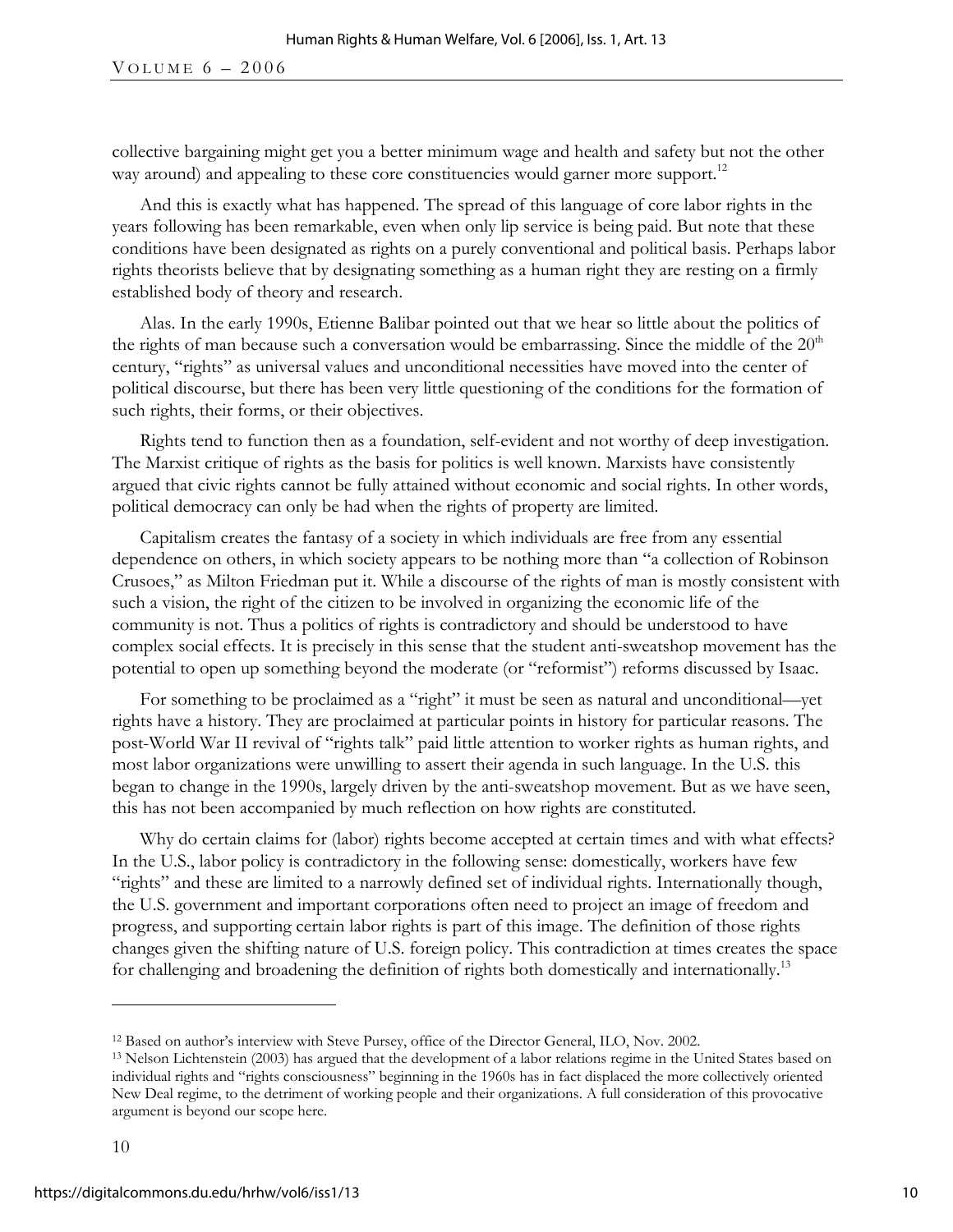collective bargaining might get you a better minimum wage and health and safety but not the other way around) and appealing to these core constituencies would garner more support.[12]

And this is exactly what has happened. The spread of this language of core labor rights in the years following has been remarkable, even when only lip service is being paid. But note that these conditions have been designated as rights on a purely conventional and political basis. Perhaps labor rights theorists believe that by designating something as a human right they are resting on a firmly established body of theory and research.

Alas. In the early 1990s, Etienne Balibar pointed out that we hear so little about the politics of the rights of man because such a conversation would be embarrassing. Since the middle of the 20th century, "rights" as universal values and unconditional necessities have moved into the center of political discourse, but there has been very little questioning of the conditions for the formation of such rights, their forms, or their objectives.

Rights tend to function then as a foundation, self-evident and not worthy of deep investigation. The Marxist critique of rights as the basis for politics is well known. Marxists have consistently argued that civic rights cannot be fully attained without economic and social rights. In other words, political democracy can only be had when the rights of property are limited.

Capitalism creates the fantasy of a society in which individuals are free from any essential dependence on others, in which society appears to be nothing more than "a collection of Robinson Crusoes," as Milton Friedman put it. While a discourse of the rights of man is mostly consistent with such a vision, the right of the citizen to be involved in organizing the economic life of the community is not. Thus a politics of rights is contradictory and should be understood to have complex social effects. It is precisely in this sense that the student anti-sweatshop movement has the potential to open up something beyond the moderate (or "reformist") reforms discussed by Isaac.

For something to be proclaimed as a "right" it must be seen as natural and unconditional—yet rights have a history. They are proclaimed at particular points in history for particular reasons. The post-World War II revival of "rights talk" paid little attention to worker rights as human rights, and most labor organizations were unwilling to assert their agenda in such language. In the U.S. this began to change in the 1990s, largely driven by the anti-sweatshop movement. But as we have seen, this has not been accompanied by much reflection on how rights are constituted.

Why do certain claims for (labor) rights become accepted at certain times and with what effects? In the U.S., labor policy is contradictory in the following sense: domestically, workers have few "rights" and these are limited to a narrowly defined set of individual rights. Internationally though, the U.S. government and important corporations often need to project an image of freedom and progress, and supporting certain labor rights is part of this image. The definition of those rights changes given the shifting nature of U.S. foreign policy. This contradiction at times creates the space for challenging and broadening the definition of rights both domestically and internationally.[13]

---

[12] Based on author's interview with Steve Pursey, office of the Director General, ILO, Nov. 2002.

[13] Nelson Lichtenstein (2003) has argued that the development of a labor relations regime in the United States based on individual rights and "rights consciousness" beginning in the 1960s has in fact displaced the more collectively oriented New Deal regime, to the detriment of working people and their organizations. A full consideration of this provocative argument is beyond our scope here.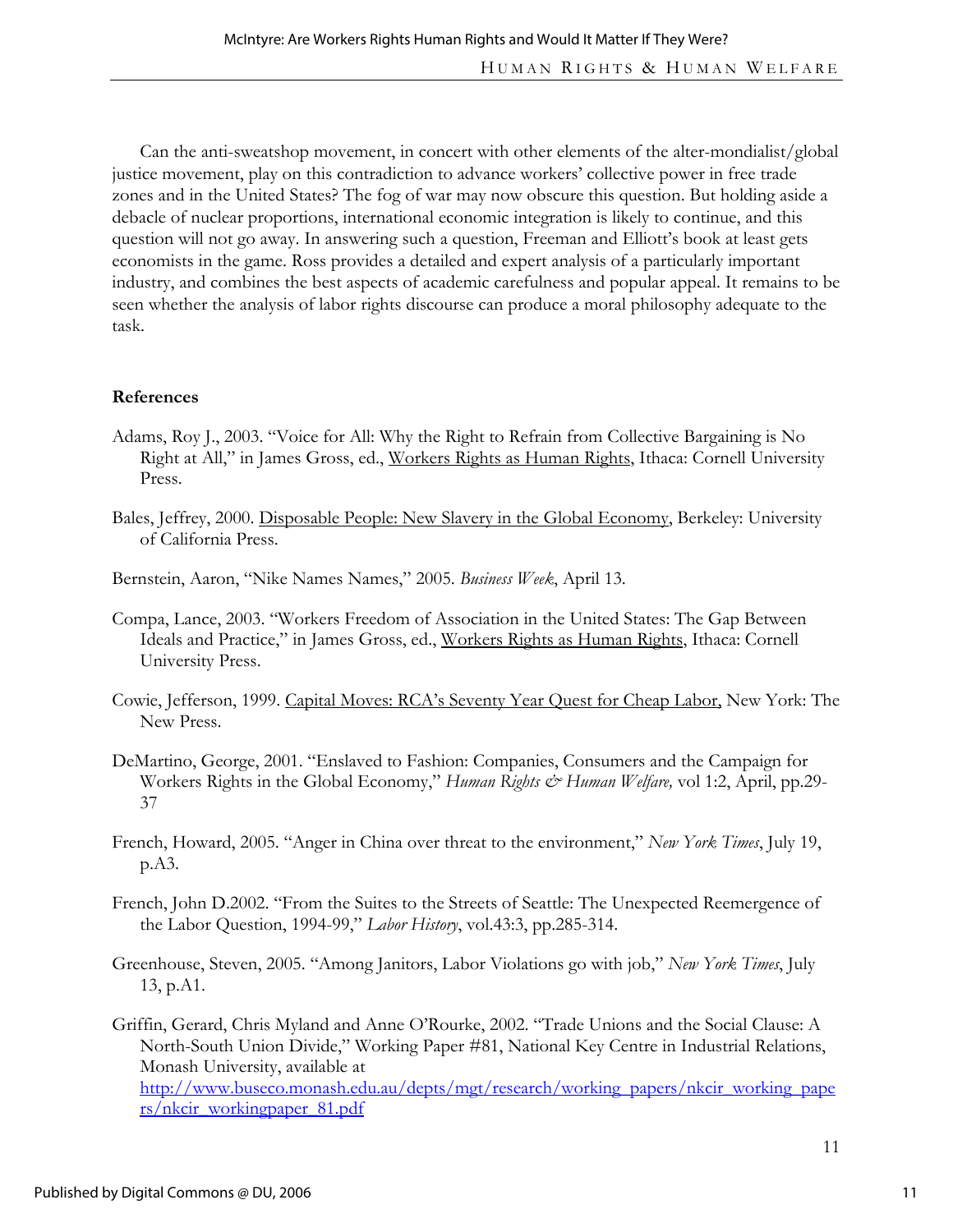Can the anti-sweatshop movement, in concert with other elements of the alter-mondialist/global justice movement, play on this contradiction to advance workers' collective power in free trade zones and in the United States? The fog of war may now obscure this question. But holding aside a debacle of nuclear proportions, international economic integration is likely to continue, and this question will not go away. In answering such a question, Freeman and Elliott's book at least gets economists in the game. Ross provides a detailed and expert analysis of a particularly important industry, and combines the best aspects of academic carefulness and popular appeal. It remains to be seen whether the analysis of labor rights discourse can produce a moral philosophy adequate to the task.

## References

Adams, Roy J., 2003. "Voice for All: Why the Right to Refrain from Collective Bargaining is No Right at All," in James Gross, ed., Workers Rights as Human Rights, Ithaca: Cornell University Press.

Bales, Jeffrey, 2000. Disposable People: New Slavery in the Global Economy, Berkeley: University of California Press.

Bernstein, Aaron, "Nike Names Names," 2005. *Business Week*, April 13.

Compa, Lance, 2003. "Workers Freedom of Association in the United States: The Gap Between Ideals and Practice," in James Gross, ed., Workers Rights as Human Rights, Ithaca: Cornell University Press.

Cowie, Jefferson, 1999. Capital Moves: RCA's Seventy Year Quest for Cheap Labor, New York: The New Press.

DeMartino, George, 2001. "Enslaved to Fashion: Companies, Consumers and the Campaign for Workers Rights in the Global Economy," *Human Rights & Human Welfare,* vol 1:2, April, pp.29-37

French, Howard, 2005. "Anger in China over threat to the environment," *New York Times*, July 19, p.A3.

French, John D.2002. "From the Suites to the Streets of Seattle: The Unexpected Reemergence of the Labor Question, 1994-99," *Labor History*, vol.43:3, pp.285-314.

Greenhouse, Steven, 2005. "Among Janitors, Labor Violations go with job," *New York Times*, July 13, p.A1.

Griffin, Gerard, Chris Myland and Anne O'Rourke, 2002. "Trade Unions and the Social Clause: A North-South Union Divide," Working Paper #81, National Key Centre in Industrial Relations, Monash University, available at http://www.buseco.monash.edu.au/depts/mgt/research/working_papers/nkcir_working_papers/nkcir_workingpaper_81.pdf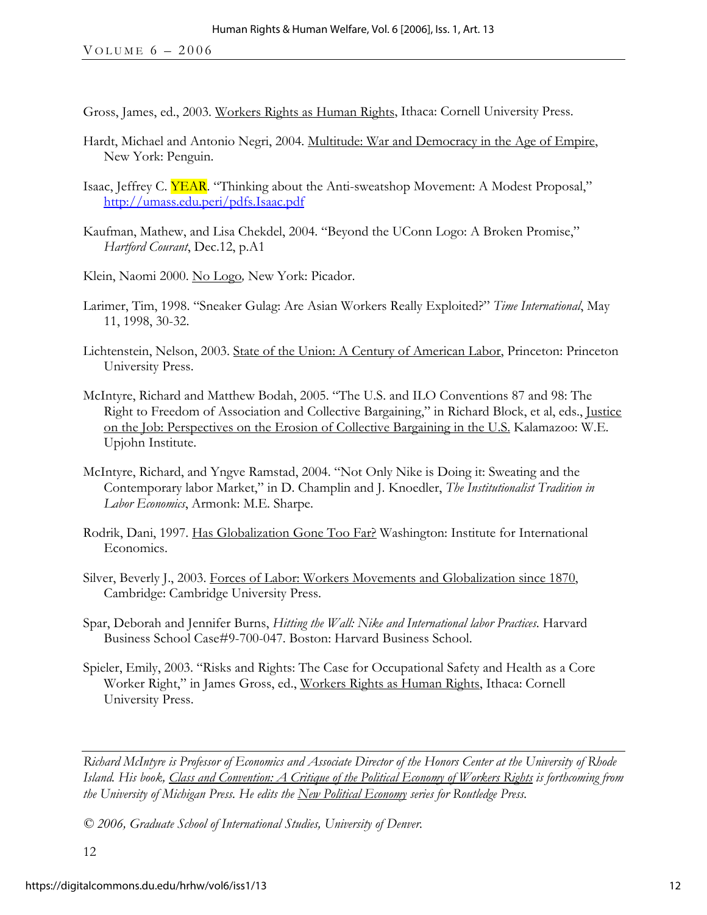Gross, James, ed., 2003. Workers Rights as Human Rights, Ithaca: Cornell University Press.

Hardt, Michael and Antonio Negri, 2004. Multitude: War and Democracy in the Age of Empire, New York: Penguin.

Isaac, Jeffrey C. YEAR. "Thinking about the Anti-sweatshop Movement: A Modest Proposal," http://umass.edu.peri/pdfs.Isaac.pdf

Kaufman, Mathew, and Lisa Chekdel, 2004. "Beyond the UConn Logo: A Broken Promise," *Hartford Courant*, Dec.12, p.A1

Klein, Naomi 2000. No Logo, New York: Picador.

Larimer, Tim, 1998. "Sneaker Gulag: Are Asian Workers Really Exploited?" *Time International*, May 11, 1998, 30-32.

Lichtenstein, Nelson, 2003. State of the Union: A Century of American Labor, Princeton: Princeton University Press.

McIntyre, Richard and Matthew Bodah, 2005. "The U.S. and ILO Conventions 87 and 98: The Right to Freedom of Association and Collective Bargaining," in Richard Block, et al, eds., Justice on the Job: Perspectives on the Erosion of Collective Bargaining in the U.S. Kalamazoo: W.E. Upjohn Institute.

McIntyre, Richard, and Yngve Ramstad, 2004. "Not Only Nike is Doing it: Sweating and the Contemporary labor Market," in D. Champlin and J. Knoedler, *The Institutionalist Tradition in Labor Economics*, Armonk: M.E. Sharpe.

Rodrik, Dani, 1997. Has Globalization Gone Too Far? Washington: Institute for International Economics.

Silver, Beverly J., 2003. Forces of Labor: Workers Movements and Globalization since 1870, Cambridge: Cambridge University Press.

Spar, Deborah and Jennifer Burns, *Hitting the Wall: Nike and International labor Practices.* Harvard Business School Case#9-700-047. Boston: Harvard Business School.

Spieler, Emily, 2003. "Risks and Rights: The Case for Occupational Safety and Health as a Core Worker Right," in James Gross, ed., Workers Rights as Human Rights, Ithaca: Cornell University Press.

---

*Richard McIntyre is Professor of Economics and Associate Director of the Honors Center at the University of Rhode Island. His book, Class and Convention: A Critique of the Political Economy of Workers Rights is forthcoming from the University of Michigan Press. He edits the New Political Economy series for Routledge Press.*

*© 2006, Graduate School of International Studies, University of Denver.*